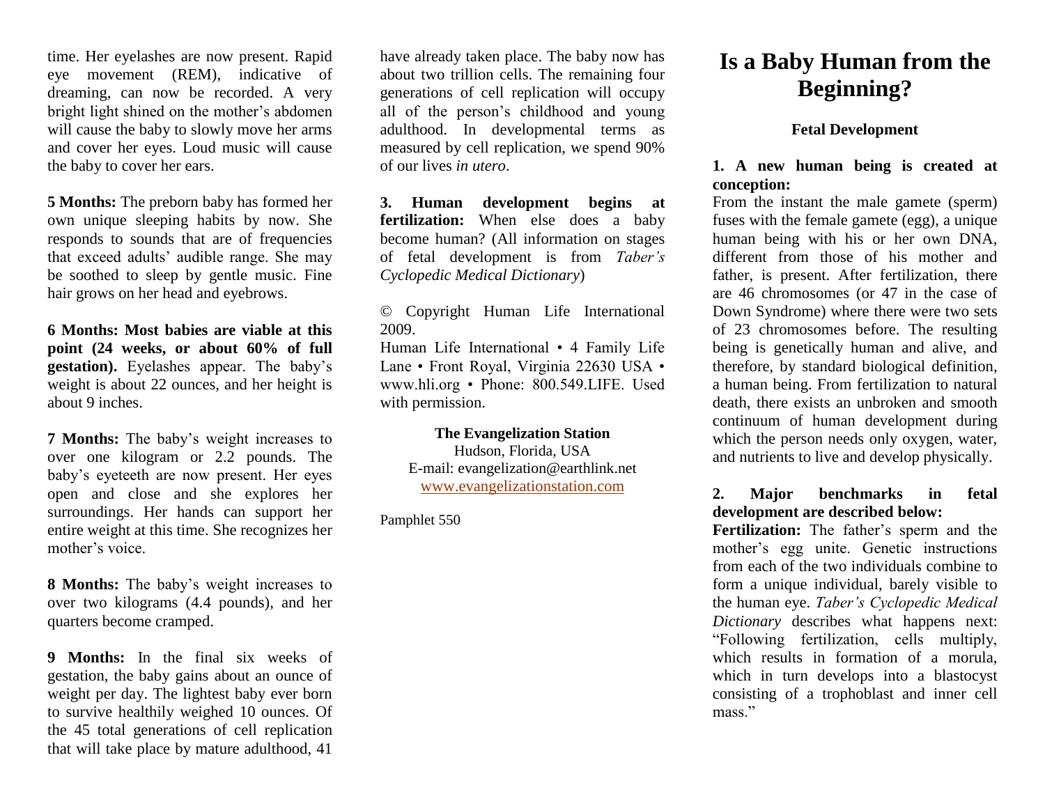time. Her eyelashes are now present. Rapid eye movement (REM), indicative of dreaming, can now be recorded. A very bright light shined on the mother's abdomen will cause the baby to slowly move her arms and cover her eyes. Loud music will cause the baby to cover her ears.

**5 Months:** The preborn baby has formed her own unique sleeping habits by now. She responds to sounds that are of frequencies that exceed adults' audible range. She may be soothed to sleep by gentle music. Fine hair grows on her head and eyebrows.

**6 Months: Most babies are viable at this point (24 weeks, or about 60% of full gestation).** Eyelashes appear. The baby's weight is about 22 ounces, and her height is about 9 inches.

**7 Months:** The baby's weight increases to over one kilogram or 2.2 pounds. The baby's eyeteeth are now present. Her eyes open and close and she explores her surroundings. Her hands can support her entire weight at this time. She recognizes her mother's voice.

**8 Months:** The baby's weight increases to over two kilograms (4.4 pounds), and her quarters become cramped.

**9 Months:** In the final six weeks of gestation, the baby gains about an ounce of weight per day. The lightest baby ever born to survive healthily weighed 10 ounces. Of the 45 total generations of cell replication that will take place by mature adulthood, 41 have already taken place. The baby now has about two trillion cells. The remaining four generations of cell replication will occupy all of the person's childhood and young adulthood. In developmental terms as measured by cell replication, we spend 90% of our lives *in utero*.

**3. Human development begins at fertilization:** When else does a baby become human? (All information on stages of fetal development is from *Taber's Cyclopedic Medical Dictionary*)

© Copyright Human Life International 2009.
Human Life International • 4 Family Life Lane • Front Royal, Virginia 22630 USA • www.hli.org • Phone: 800.549.LIFE. Used with permission.

**The Evangelization Station**
Hudson, Florida, USA
E-mail: evangelization@earthlink.net
www.evangelizationstation.com

Pamphlet 550

# Is a Baby Human from the Beginning?

## Fetal Development

**1. A new human being is created at conception:**
From the instant the male gamete (sperm) fuses with the female gamete (egg), a unique human being with his or her own DNA, different from those of his mother and father, is present. After fertilization, there are 46 chromosomes (or 47 in the case of Down Syndrome) where there were two sets of 23 chromosomes before. The resulting being is genetically human and alive, and therefore, by standard biological definition, a human being. From fertilization to natural death, there exists an unbroken and smooth continuum of human development during which the person needs only oxygen, water, and nutrients to live and develop physically.

**2. Major benchmarks in fetal development are described below:**
**Fertilization:** The father's sperm and the mother's egg unite. Genetic instructions from each of the two individuals combine to form a unique individual, barely visible to the human eye. *Taber's Cyclopedic Medical Dictionary* describes what happens next: "Following fertilization, cells multiply, which results in formation of a morula, which in turn develops into a blastocyst consisting of a trophoblast and inner cell mass."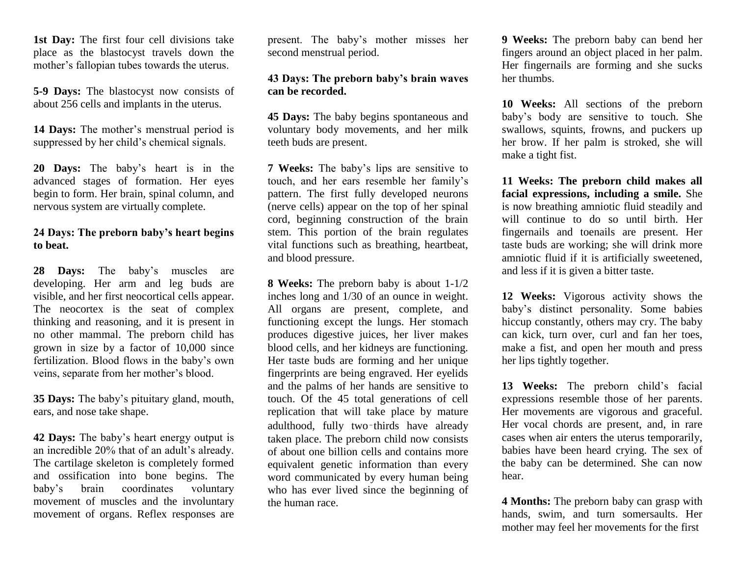**1st Day:** The first four cell divisions take place as the blastocyst travels down the mother's fallopian tubes towards the uterus.

**5-9 Days:** The blastocyst now consists of about 256 cells and implants in the uterus.

**14 Days:** The mother's menstrual period is suppressed by her child's chemical signals.

**20 Days:** The baby's heart is in the advanced stages of formation. Her eyes begin to form. Her brain, spinal column, and nervous system are virtually complete.

**24 Days: The preborn baby's heart begins to beat.**

**28 Days:** The baby's muscles are developing. Her arm and leg buds are visible, and her first neocortical cells appear. The neocortex is the seat of complex thinking and reasoning, and it is present in no other mammal. The preborn child has grown in size by a factor of 10,000 since fertilization. Blood flows in the baby's own veins, separate from her mother's blood.

**35 Days:** The baby's pituitary gland, mouth, ears, and nose take shape.

**42 Days:** The baby's heart energy output is an incredible 20% that of an adult's already. The cartilage skeleton is completely formed and ossification into bone begins. The baby's brain coordinates voluntary movement of muscles and the involuntary movement of organs. Reflex responses are present. The baby's mother misses her second menstrual period.

**43 Days: The preborn baby's brain waves can be recorded.**

**45 Days:** The baby begins spontaneous and voluntary body movements, and her milk teeth buds are present.

**7 Weeks:** The baby's lips are sensitive to touch, and her ears resemble her family's pattern. The first fully developed neurons (nerve cells) appear on the top of her spinal cord, beginning construction of the brain stem. This portion of the brain regulates vital functions such as breathing, heartbeat, and blood pressure.

**8 Weeks:** The preborn baby is about 1-1/2 inches long and 1/30 of an ounce in weight. All organs are present, complete, and functioning except the lungs. Her stomach produces digestive juices, her liver makes blood cells, and her kidneys are functioning. Her taste buds are forming and her unique fingerprints are being engraved. Her eyelids and the palms of her hands are sensitive to touch. Of the 45 total generations of cell replication that will take place by mature adulthood, fully two-thirds have already taken place. The preborn child now consists of about one billion cells and contains more equivalent genetic information than every word communicated by every human being who has ever lived since the beginning of the human race.

**9 Weeks:** The preborn baby can bend her fingers around an object placed in her palm. Her fingernails are forming and she sucks her thumbs.

**10 Weeks:** All sections of the preborn baby's body are sensitive to touch. She swallows, squints, frowns, and puckers up her brow. If her palm is stroked, she will make a tight fist.

**11 Weeks: The preborn child makes all facial expressions, including a smile.** She is now breathing amniotic fluid steadily and will continue to do so until birth. Her fingernails and toenails are present. Her taste buds are working; she will drink more amniotic fluid if it is artificially sweetened, and less if it is given a bitter taste.

**12 Weeks:** Vigorous activity shows the baby's distinct personality. Some babies hiccup constantly, others may cry. The baby can kick, turn over, curl and fan her toes, make a fist, and open her mouth and press her lips tightly together.

**13 Weeks:** The preborn child's facial expressions resemble those of her parents. Her movements are vigorous and graceful. Her vocal chords are present, and, in rare cases when air enters the uterus temporarily, babies have been heard crying. The sex of the baby can be determined. She can now hear.

**4 Months:** The preborn baby can grasp with hands, swim, and turn somersaults. Her mother may feel her movements for the first